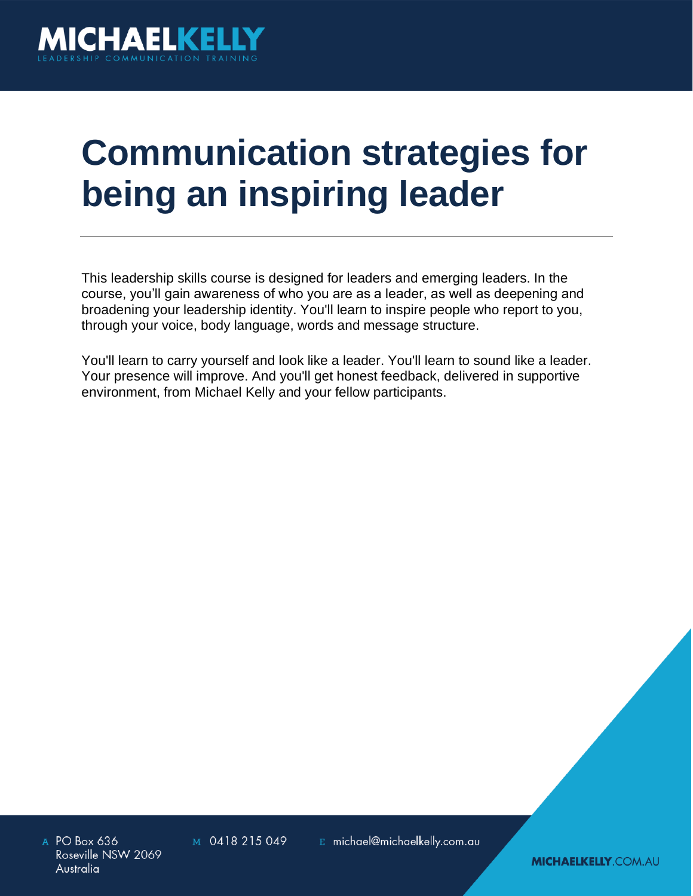# Communication strategies for being an inspiring leader

This leadership skills course is designed for leaders and emerging leaders. In the course, you'll gain awareness of who you are as a leader, as well as deepening and broadening your leadership identity. You'll learn to inspire people who report to you, through your voice, body language, words and message structure.

You'll learn to carry yourself and look like a leader. You'll learn to sound like a leader. Your presence will improve. And you'll get honest feedback, delivered in supportive environment, from Michael Kelly and your fellow participants.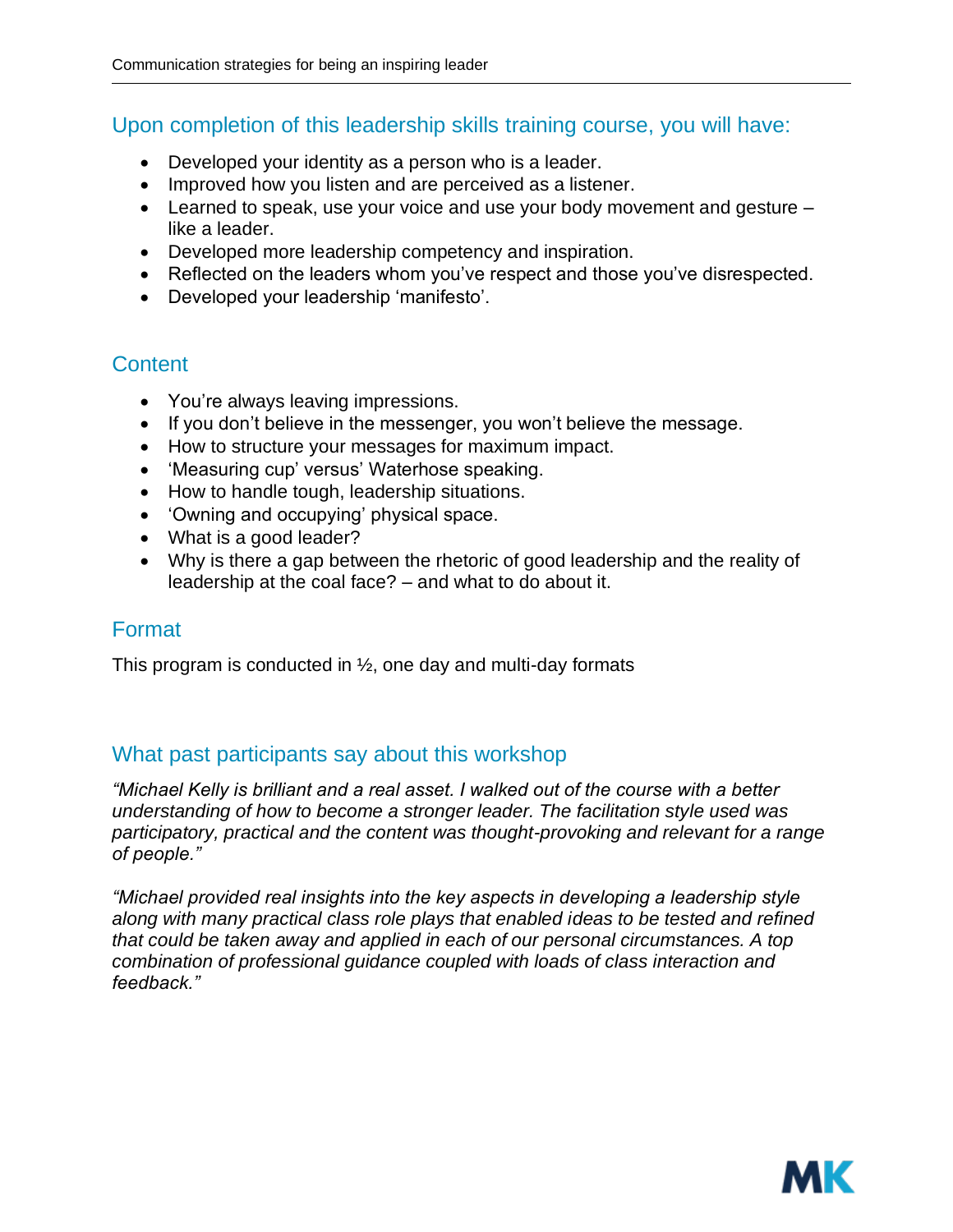## Upon completion of this leadership skills training course, you will have:

- Developed your identity as a person who is a leader.
- Improved how you listen and are perceived as a listener.
- Learned to speak, use your voice and use your body movement and gesture – like a leader.
- Developed more leadership competency and inspiration.
- Reflected on the leaders whom you've respect and those you've disrespected.
- Developed your leadership 'manifesto'.

## Content

- You're always leaving impressions.
- If you don't believe in the messenger, you won't believe the message.
- How to structure your messages for maximum impact.
- 'Measuring cup' versus' Waterhose speaking.
- How to handle tough, leadership situations.
- 'Owning and occupying' physical space.
- What is a good leader?
- Why is there a gap between the rhetoric of good leadership and the reality of leadership at the coal face? – and what to do about it.

## Format

This program is conducted in ½, one day and multi-day formats

## What past participants say about this workshop

*"Michael Kelly is brilliant and a real asset. I walked out of the course with a better understanding of how to become a stronger leader. The facilitation style used was participatory, practical and the content was thought-provoking and relevant for a range of people."*

*"Michael provided real insights into the key aspects in developing a leadership style along with many practical class role plays that enabled ideas to be tested and refined that could be taken away and applied in each of our personal circumstances. A top combination of professional guidance coupled with loads of class interaction and feedback."*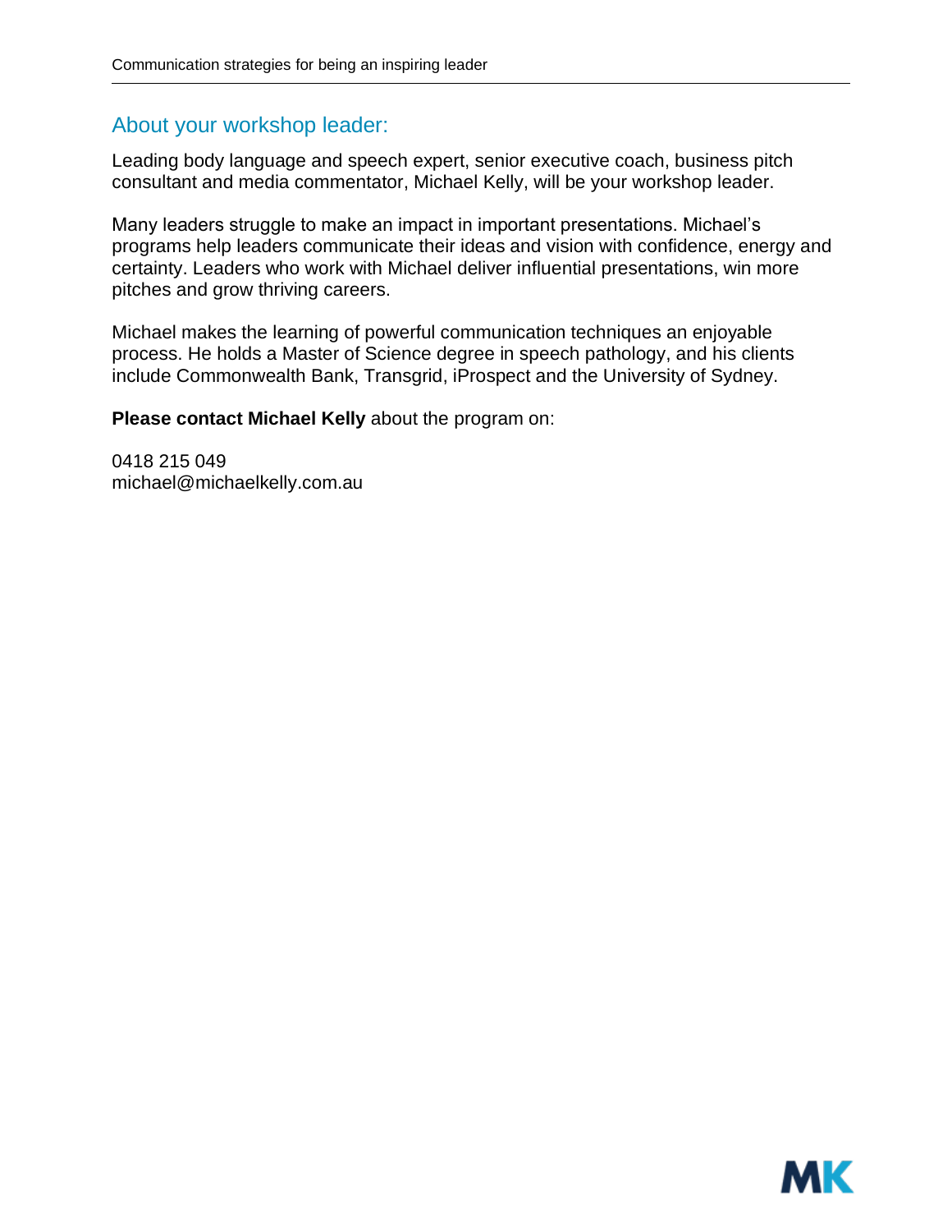## About your workshop leader:

Leading body language and speech expert, senior executive coach, business pitch consultant and media commentator, Michael Kelly, will be your workshop leader.

Many leaders struggle to make an impact in important presentations. Michael's programs help leaders communicate their ideas and vision with confidence, energy and certainty. Leaders who work with Michael deliver influential presentations, win more pitches and grow thriving careers.

Michael makes the learning of powerful communication techniques an enjoyable process. He holds a Master of Science degree in speech pathology, and his clients include Commonwealth Bank, Transgrid, iProspect and the University of Sydney.

**Please contact Michael Kelly** about the program on:

0418 215 049
michael@michaelkelly.com.au

MK